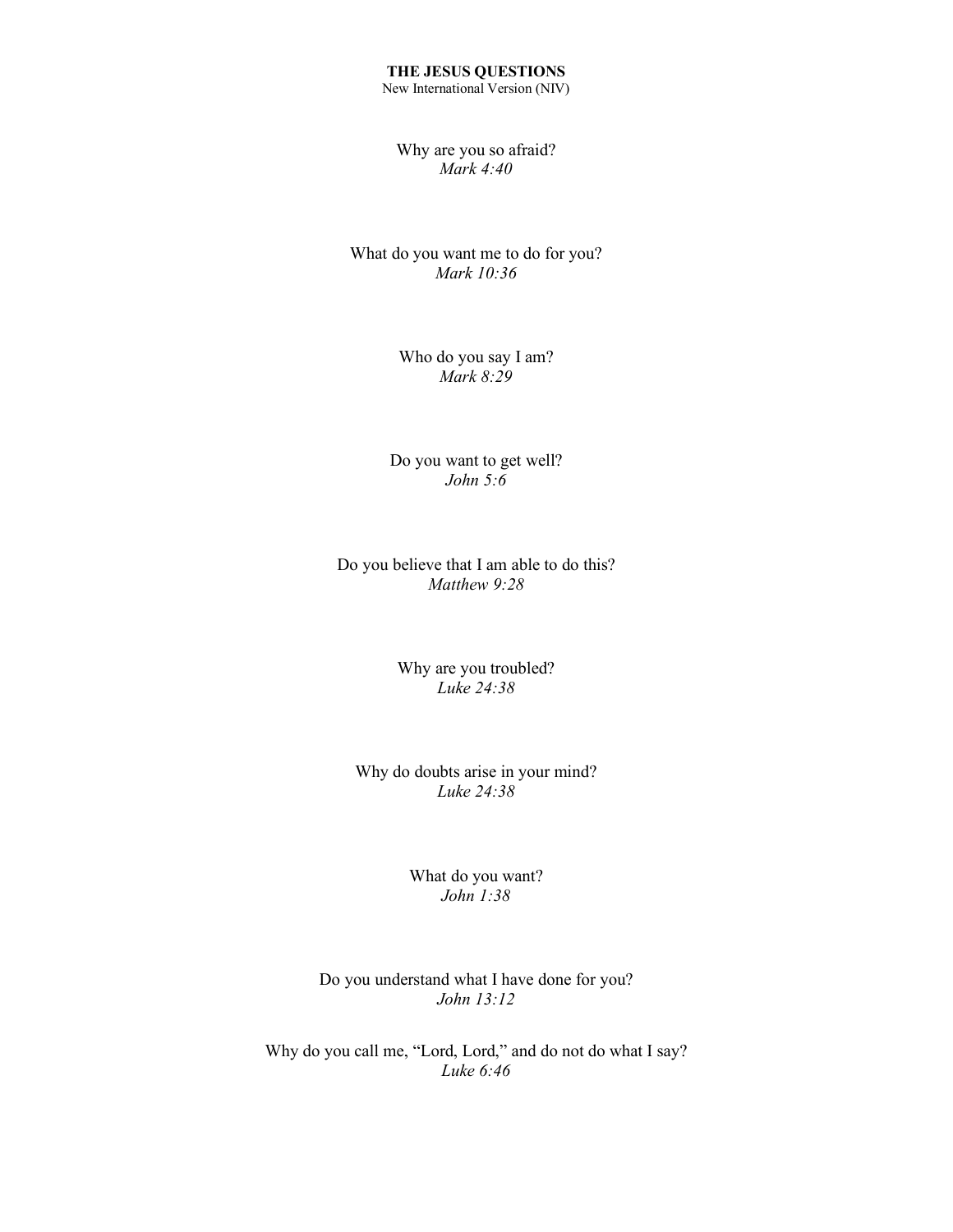**THE JESUS QUESTIONS**
New International Version (NIV)

Why are you so afraid?
*Mark 4:40*

What do you want me to do for you?
*Mark 10:36*

Who do you say I am?
*Mark 8:29*

Do you want to get well?
*John 5:6*

Do you believe that I am able to do this?
*Matthew 9:28*

Why are you troubled?
*Luke 24:38*

Why do doubts arise in your mind?
*Luke 24:38*

What do you want?
*John 1:38*

Do you understand what I have done for you?
*John 13:12*

Why do you call me, "Lord, Lord," and do not do what I say?
*Luke 6:46*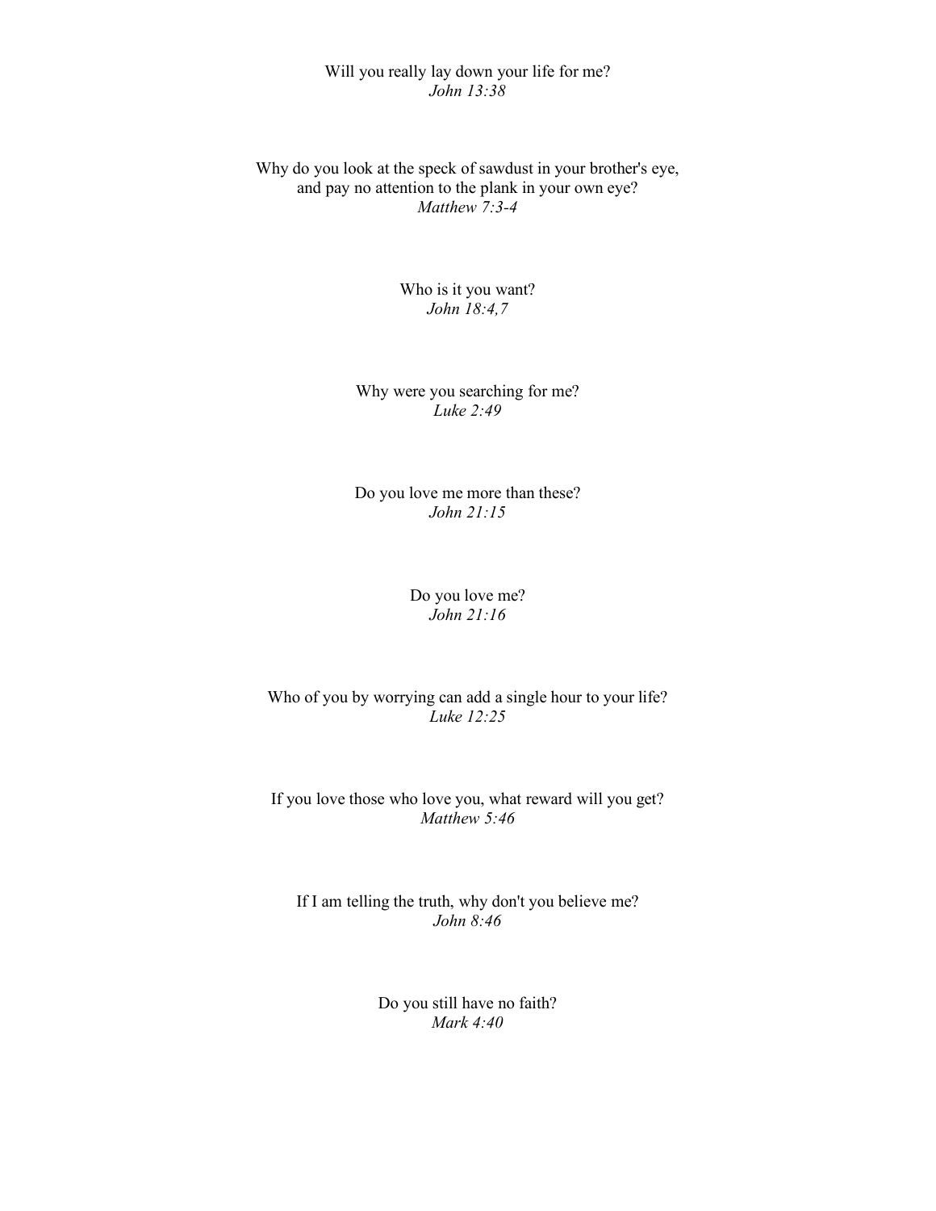Will you really lay down your life for me?
*John 13:38*

Why do you look at the speck of sawdust in your brother's eye,
and pay no attention to the plank in your own eye?
*Matthew 7:3-4*

Who is it you want?
*John 18:4,7*

Why were you searching for me?
*Luke 2:49*

Do you love me more than these?
*John 21:15*

Do you love me?
*John 21:16*

Who of you by worrying can add a single hour to your life?
*Luke 12:25*

If you love those who love you, what reward will you get?
*Matthew 5:46*

If I am telling the truth, why don't you believe me?
*John 8:46*

Do you still have no faith?
*Mark 4:40*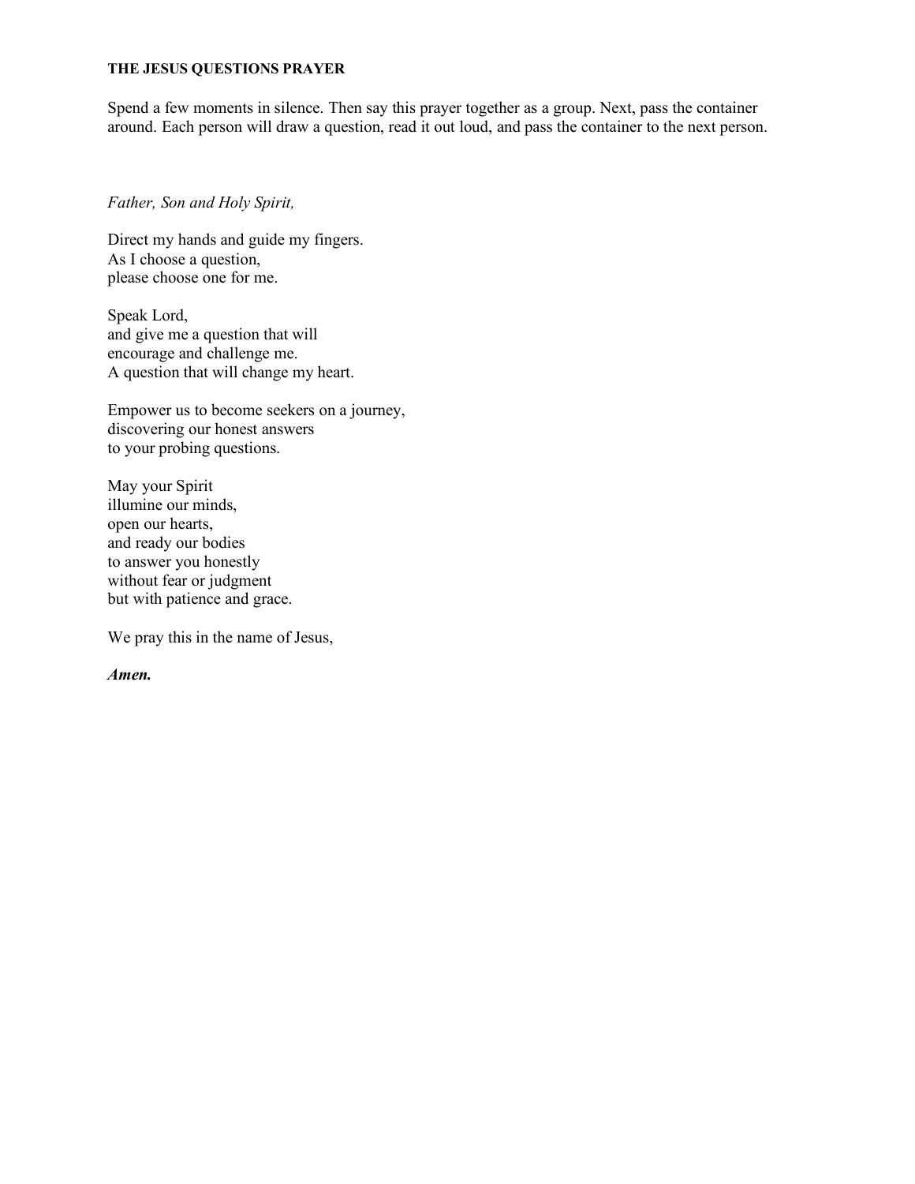**THE JESUS QUESTIONS PRAYER**

Spend a few moments in silence. Then say this prayer together as a group. Next, pass the container around. Each person will draw a question, read it out loud, and pass the container to the next person.

*Father, Son and Holy Spirit,*

Direct my hands and guide my fingers.  
As I choose a question,  
please choose one for me.

Speak Lord,  
and give me a question that will  
encourage and challenge me.  
A question that will change my heart.

Empower us to become seekers on a journey,  
discovering our honest answers  
to your probing questions.

May your Spirit  
illumine our minds,  
open our hearts,  
and ready our bodies  
to answer you honestly  
without fear or judgment  
but with patience and grace.

We pray this in the name of Jesus,

***Amen.***